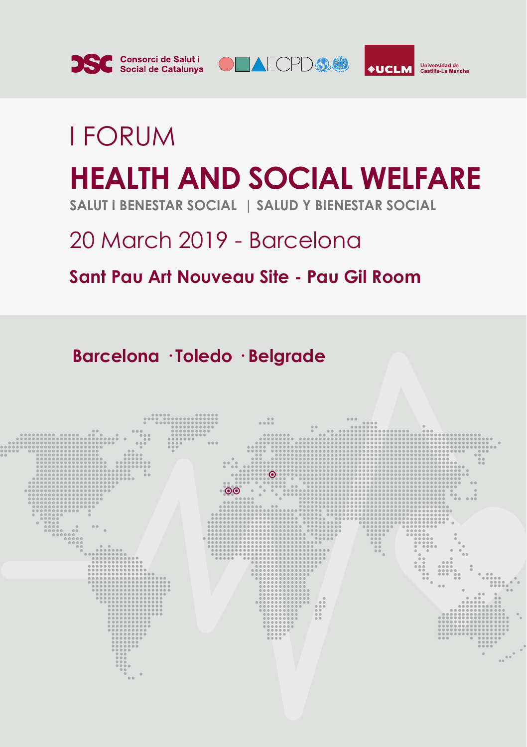Consorci de Salut i Social de Catalunya

ECPD

Universidad de Castilla-La Mancha

# I FORUM

# HEALTH AND SOCIAL WELFARE

**SALUT I BENESTAR SOCIAL | SALUD Y BIENESTAR SOCIAL**

## 20 March 2019 - Barcelona

**Sant Pau Art Nouveau Site - Pau Gil Room**

**Barcelona · Toledo · Belgrade**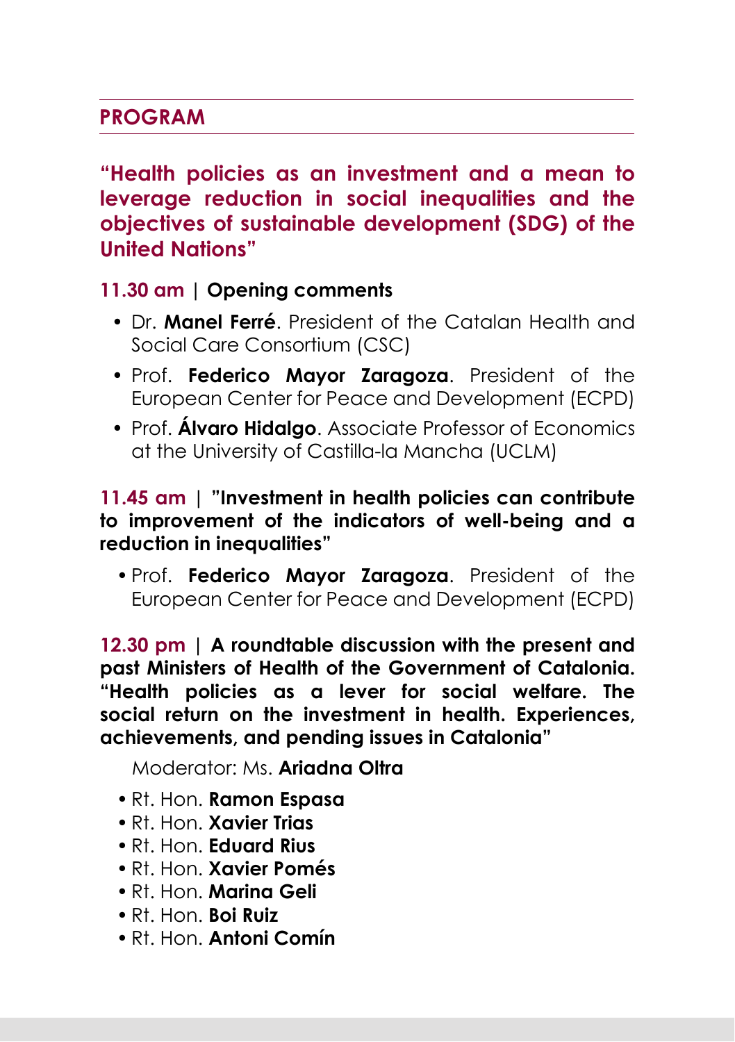## PROGRAM

### "Health policies as an investment and a mean to leverage reduction in social inequalities and the objectives of sustainable development (SDG) of the United Nations"

**11.30 am | Opening comments**

- Dr. **Manel Ferré**. President of the Catalan Health and Social Care Consortium (CSC)
- Prof. **Federico Mayor Zaragoza**. President of the European Center for Peace and Development (ECPD)
- Prof. **Álvaro Hidalgo**. Associate Professor of Economics at the University of Castilla-la Mancha (UCLM)

**11.45 am | "Investment in health policies can contribute to improvement of the indicators of well-being and a reduction in inequalities"**

- Prof. **Federico Mayor Zaragoza**. President of the European Center for Peace and Development (ECPD)

**12.30 pm | A roundtable discussion with the present and past Ministers of Health of the Government of Catalonia. "Health policies as a lever for social welfare. The social return on the investment in health. Experiences, achievements, and pending issues in Catalonia"**

Moderator: Ms. **Ariadna Oltra**

- Rt. Hon. **Ramon Espasa**
- Rt. Hon. **Xavier Trias**
- Rt. Hon. **Eduard Rius**
- Rt. Hon. **Xavier Pomés**
- Rt. Hon. **Marina Geli**
- Rt. Hon. **Boi Ruiz**
- Rt. Hon. **Antoni Comín**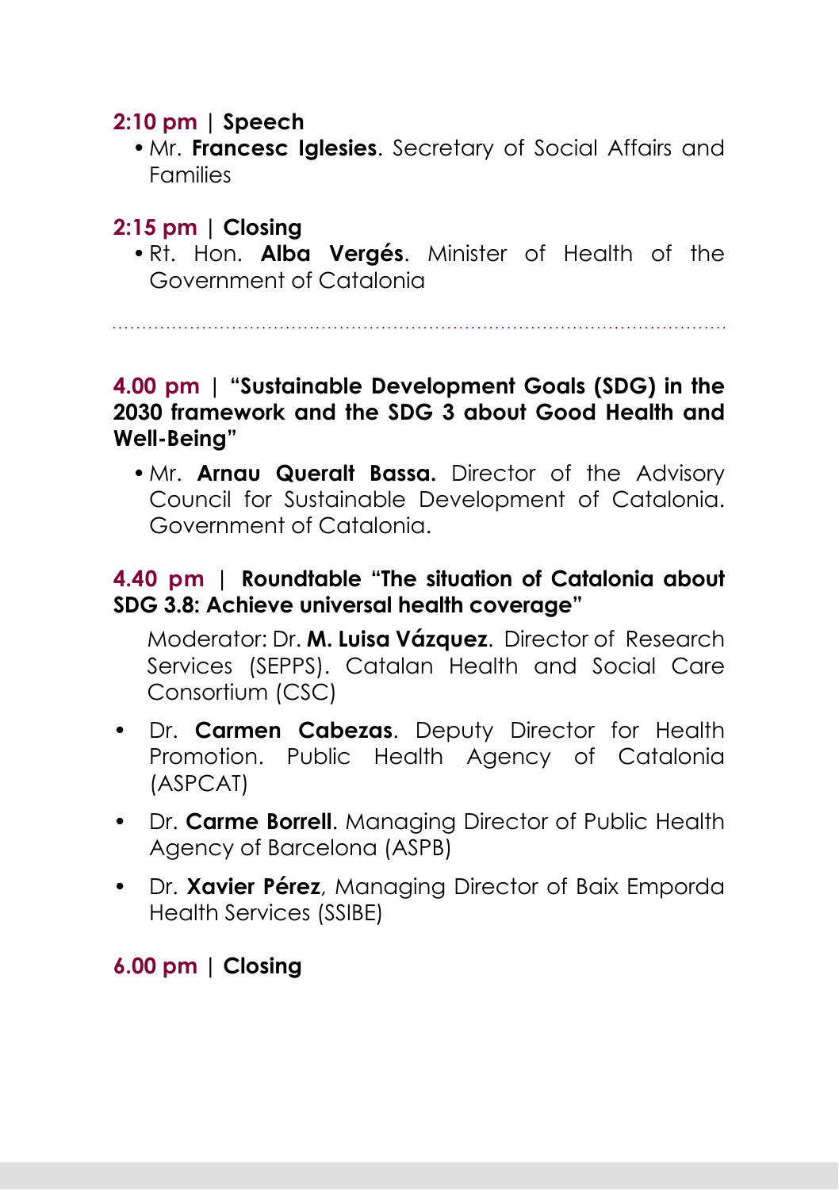**2:10 pm | Speech**

- Mr. **Francesc Iglesies**. Secretary of Social Affairs and Families

**2:15 pm | Closing**

- Rt. Hon. **Alba Vergés**. Minister of Health of the Government of Catalonia

---

**4.00 pm | "Sustainable Development Goals (SDG) in the 2030 framework and the SDG 3 about Good Health and Well-Being"**

- Mr. **Arnau Queralt Bassa.** Director of the Advisory Council for Sustainable Development of Catalonia. Government of Catalonia.

**4.40 pm | Roundtable "The situation of Catalonia about SDG 3.8: Achieve universal health coverage"**

Moderator: Dr. **M. Luisa Vázquez**. Director of Research Services (SEPPS). Catalan Health and Social Care Consortium (CSC)

- Dr. **Carmen Cabezas**. Deputy Director for Health Promotion. Public Health Agency of Catalonia (ASPCAT)
- Dr. **Carme Borrell**. Managing Director of Public Health Agency of Barcelona (ASPB)
- Dr. **Xavier Pérez**, Managing Director of Baix Emporda Health Services (SSIBE)

**6.00 pm | Closing**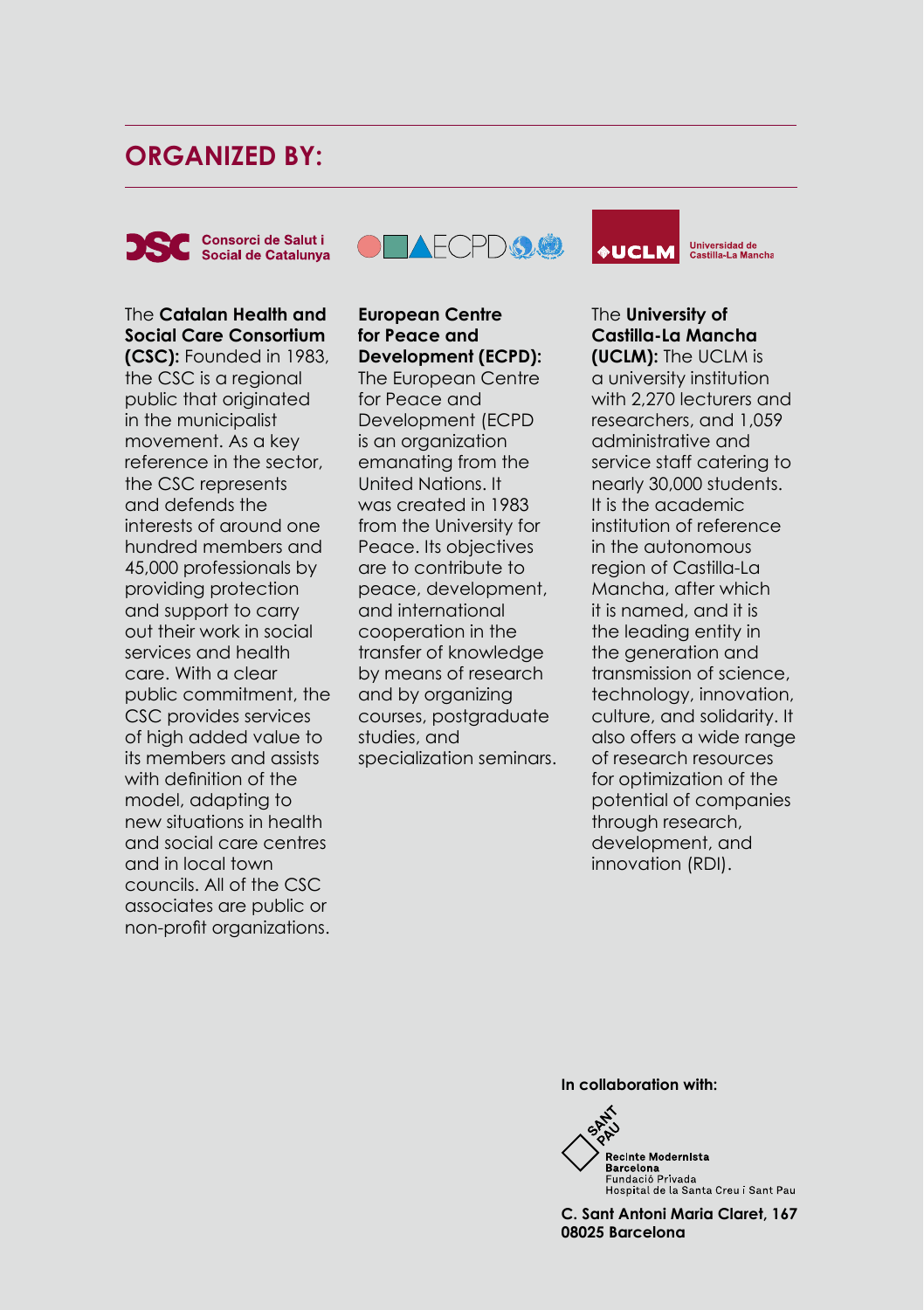## ORGANIZED BY:

Consorci de Salut i Social de Catalunya

The **Catalan Health and Social Care Consortium (CSC):** Founded in 1983, the CSC is a regional public that originated in the municipalist movement. As a key reference in the sector, the CSC represents and defends the interests of around one hundred members and 45,000 professionals by providing protection and support to carry out their work in social services and health care. With a clear public commitment, the CSC provides services of high added value to its members and assists with definition of the model, adapting to new situations in health and social care centres and in local town councils. All of the CSC associates are public or non-profit organizations.

ECPD

**European Centre for Peace and Development (ECPD):** The European Centre for Peace and Development (ECPD is an organization emanating from the United Nations. It was created in 1983 from the University for Peace. Its objectives are to contribute to peace, development, and international cooperation in the transfer of knowledge by means of research and by organizing courses, postgraduate studies, and specialization seminars.

UCLM Universidad de Castilla-La Mancha

The **University of Castilla-La Mancha (UCLM):** The UCLM is a university institution with 2,270 lecturers and researchers, and 1,059 administrative and service staff catering to nearly 30,000 students. It is the academic institution of reference in the autonomous region of Castilla-La Mancha, after which it is named, and it is the leading entity in the generation and transmission of science, technology, innovation, culture, and solidarity. It also offers a wide range of research resources for optimization of the potential of companies through research, development, and innovation (RDI).

**In collaboration with:**

SANT PAU
Recinte Modernista Barcelona
Fundació Privada
Hospital de la Santa Creu i Sant Pau

**C. Sant Antoni Maria Claret, 167**
**08025 Barcelona**